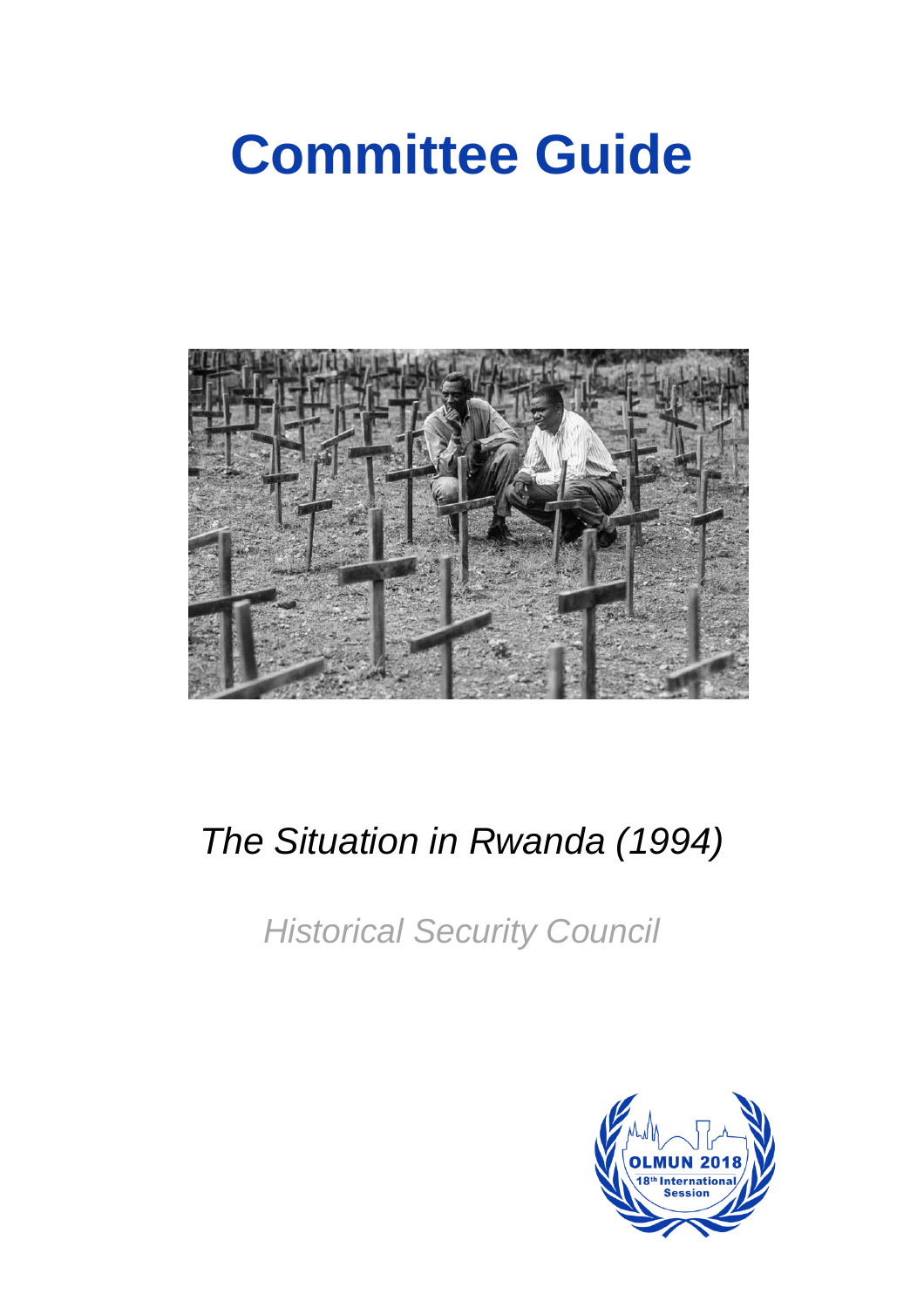# Committee Guide

*The Situation in Rwanda (1994)*

*Historical Security Council*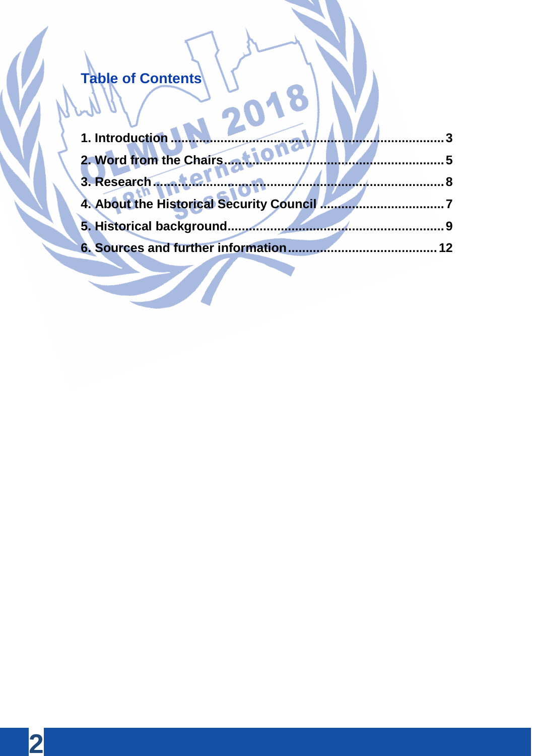## Table of Contents

1. Introduction ........................................................................ 3
2. Word from the Chairs.......................................................... 5
3. Research.............................................................................. 8
4. About the Historical Security Council ................................ 7
5. Historical background.......................................................... 9
6. Sources and further information........................................ 12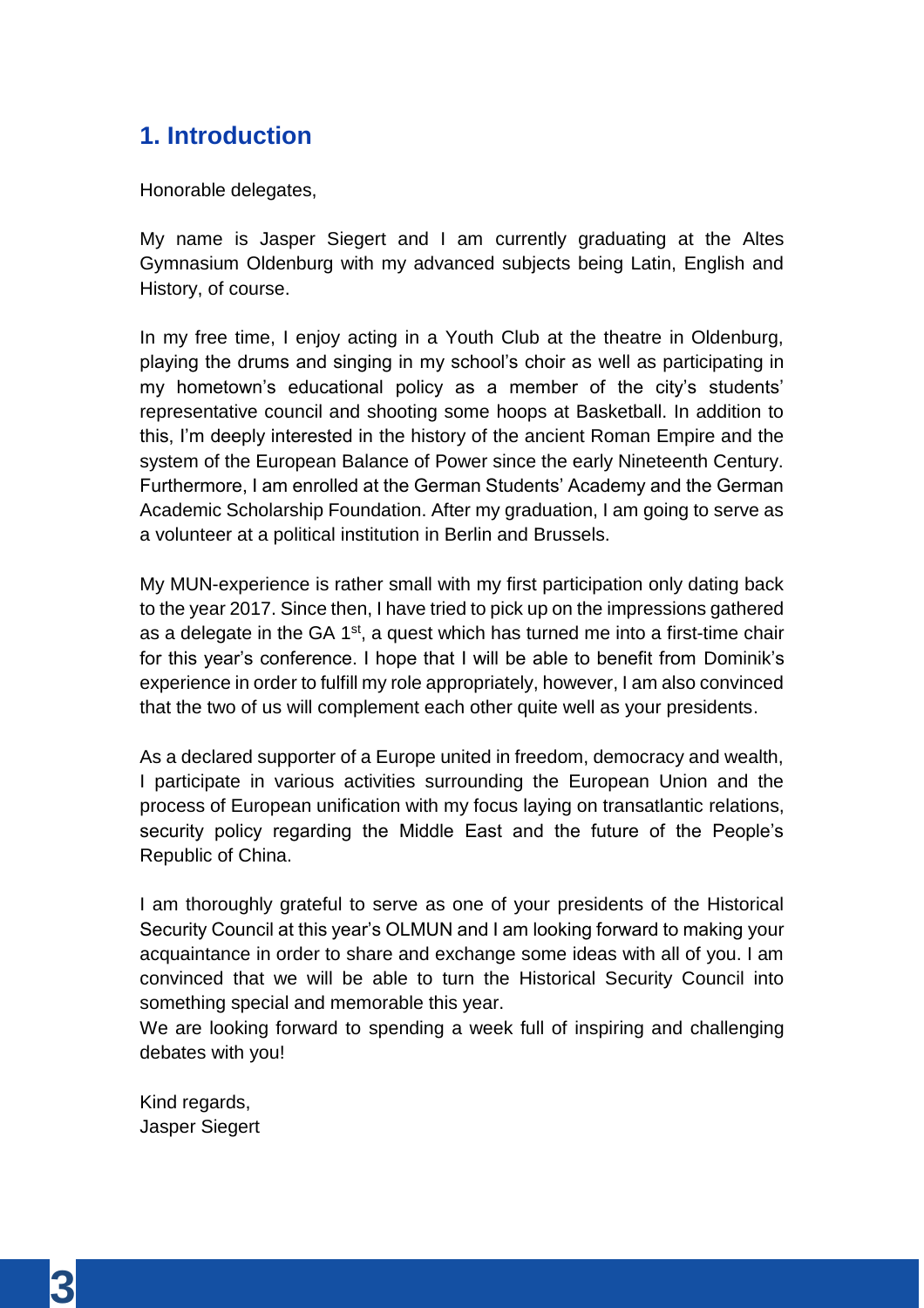## 1. Introduction

Honorable delegates,

My name is Jasper Siegert and I am currently graduating at the Altes Gymnasium Oldenburg with my advanced subjects being Latin, English and History, of course.

In my free time, I enjoy acting in a Youth Club at the theatre in Oldenburg, playing the drums and singing in my school's choir as well as participating in my hometown's educational policy as a member of the city's students' representative council and shooting some hoops at Basketball. In addition to this, I'm deeply interested in the history of the ancient Roman Empire and the system of the European Balance of Power since the early Nineteenth Century. Furthermore, I am enrolled at the German Students' Academy and the German Academic Scholarship Foundation. After my graduation, I am going to serve as a volunteer at a political institution in Berlin and Brussels.

My MUN-experience is rather small with my first participation only dating back to the year 2017. Since then, I have tried to pick up on the impressions gathered as a delegate in the GA 1st, a quest which has turned me into a first-time chair for this year's conference. I hope that I will be able to benefit from Dominik's experience in order to fulfill my role appropriately, however, I am also convinced that the two of us will complement each other quite well as your presidents.

As a declared supporter of a Europe united in freedom, democracy and wealth, I participate in various activities surrounding the European Union and the process of European unification with my focus laying on transatlantic relations, security policy regarding the Middle East and the future of the People's Republic of China.

I am thoroughly grateful to serve as one of your presidents of the Historical Security Council at this year's OLMUN and I am looking forward to making your acquaintance in order to share and exchange some ideas with all of you. I am convinced that we will be able to turn the Historical Security Council into something special and memorable this year.
We are looking forward to spending a week full of inspiring and challenging debates with you!

Kind regards,
Jasper Siegert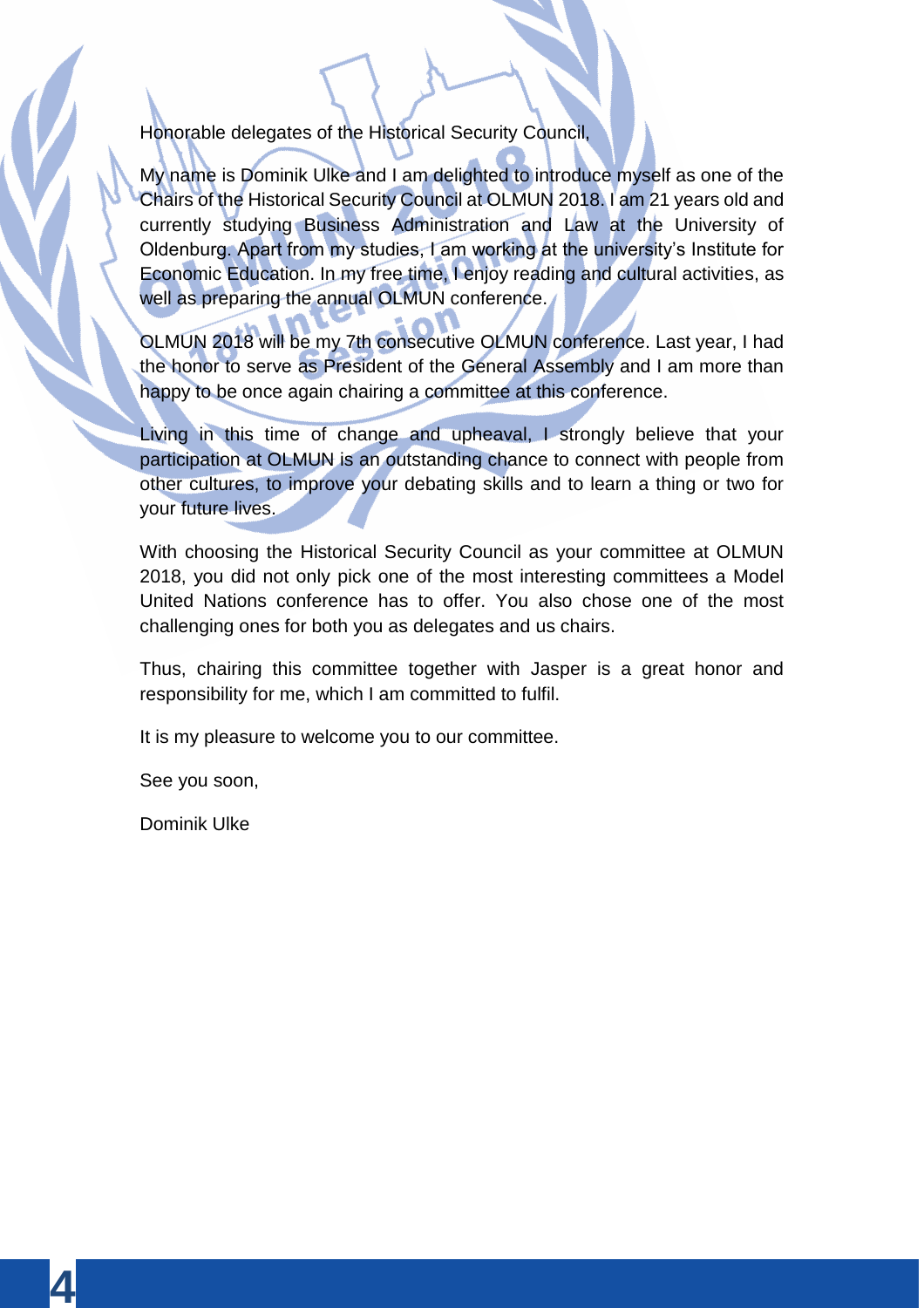Honorable delegates of the Historical Security Council,

My name is Dominik Ulke and I am delighted to introduce myself as one of the Chairs of the Historical Security Council at OLMUN 2018. I am 21 years old and currently studying Business Administration and Law at the University of Oldenburg. Apart from my studies, I am working at the university's Institute for Economic Education. In my free time, I enjoy reading and cultural activities, as well as preparing the annual OLMUN conference.

OLMUN 2018 will be my 7th consecutive OLMUN conference. Last year, I had the honor to serve as President of the General Assembly and I am more than happy to be once again chairing a committee at this conference.

Living in this time of change and upheaval, I strongly believe that your participation at OLMUN is an outstanding chance to connect with people from other cultures, to improve your debating skills and to learn a thing or two for your future lives.

With choosing the Historical Security Council as your committee at OLMUN 2018, you did not only pick one of the most interesting committees a Model United Nations conference has to offer. You also chose one of the most challenging ones for both you as delegates and us chairs.

Thus, chairing this committee together with Jasper is a great honor and responsibility for me, which I am committed to fulfil.

It is my pleasure to welcome you to our committee.

See you soon,

Dominik Ulke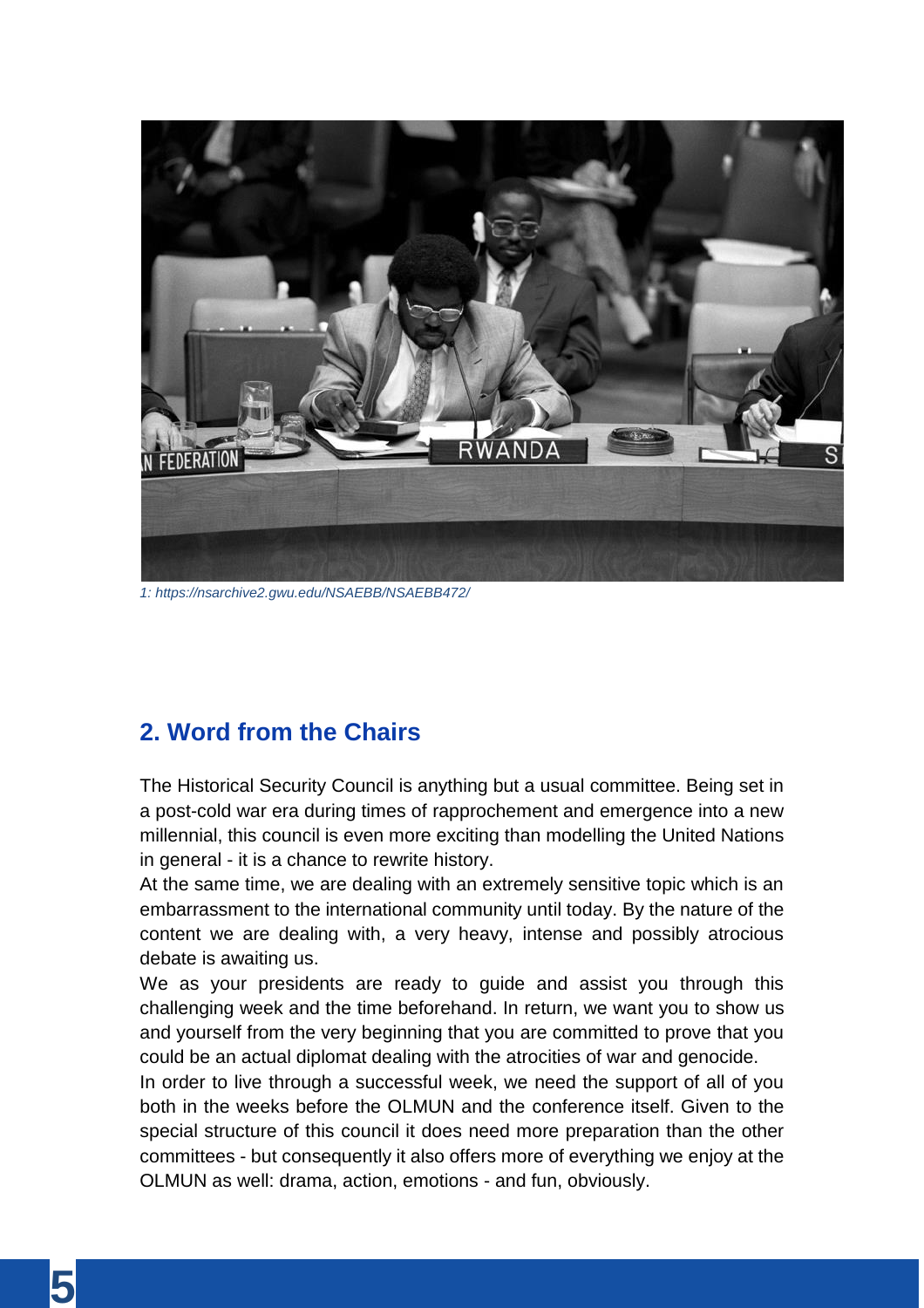1: https://nsarchive2.gwu.edu/NSAEBB/NSAEBB472/

## 2. Word from the Chairs

The Historical Security Council is anything but a usual committee. Being set in a post-cold war era during times of rapprochement and emergence into a new millennial, this council is even more exciting than modelling the United Nations in general - it is a chance to rewrite history.
At the same time, we are dealing with an extremely sensitive topic which is an embarrassment to the international community until today. By the nature of the content we are dealing with, a very heavy, intense and possibly atrocious debate is awaiting us.
We as your presidents are ready to guide and assist you through this challenging week and the time beforehand. In return, we want you to show us and yourself from the very beginning that you are committed to prove that you could be an actual diplomat dealing with the atrocities of war and genocide.
In order to live through a successful week, we need the support of all of you both in the weeks before the OLMUN and the conference itself. Given to the special structure of this council it does need more preparation than the other committees - but consequently it also offers more of everything we enjoy at the OLMUN as well: drama, action, emotions - and fun, obviously.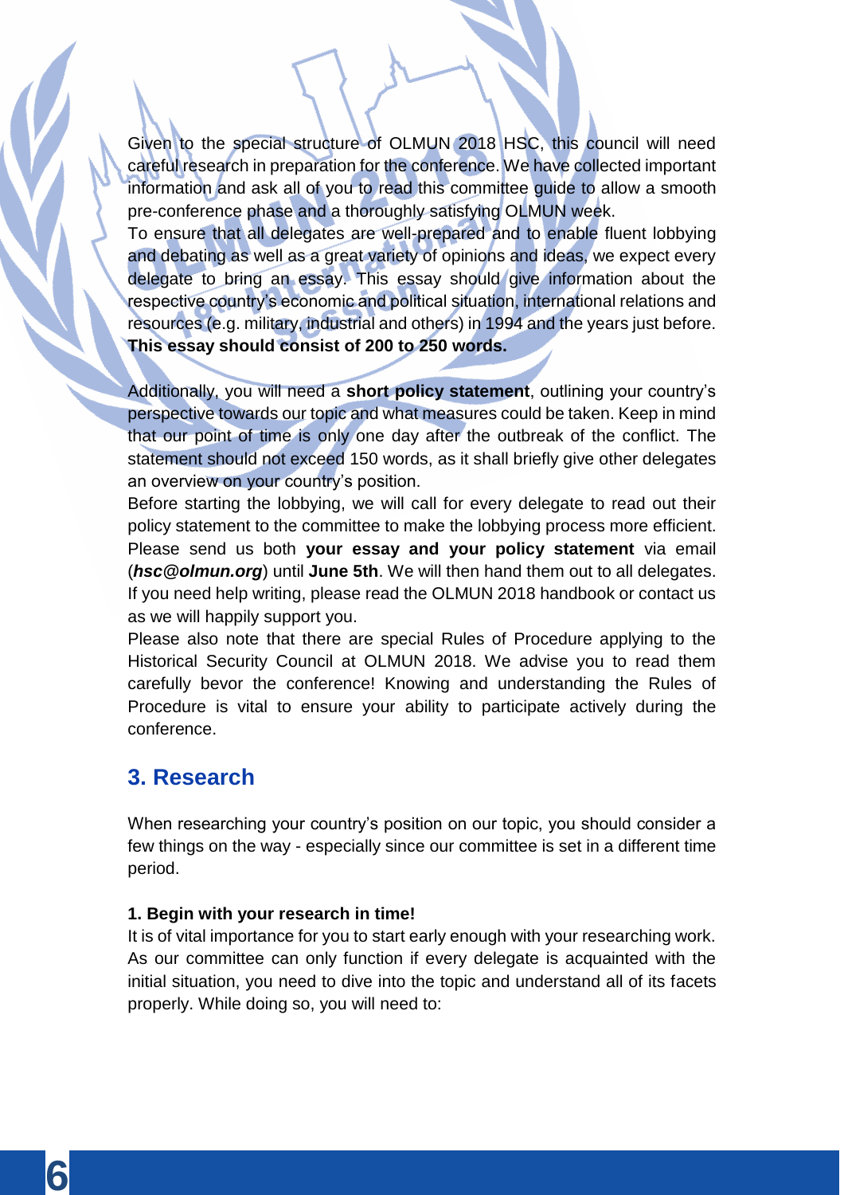Given to the special structure of OLMUN 2018 HSC, this council will need careful research in preparation for the conference. We have collected important information and ask all of you to read this committee guide to allow a smooth pre-conference phase and a thoroughly satisfying OLMUN week.

To ensure that all delegates are well-prepared and to enable fluent lobbying and debating as well as a great variety of opinions and ideas, we expect every delegate to bring an essay. This essay should give information about the respective country's economic and political situation, international relations and resources (e.g. military, industrial and others) in 1994 and the years just before. **This essay should consist of 200 to 250 words.**

Additionally, you will need a **short policy statement**, outlining your country's perspective towards our topic and what measures could be taken. Keep in mind that our point of time is only one day after the outbreak of the conflict. The statement should not exceed 150 words, as it shall briefly give other delegates an overview on your country's position.

Before starting the lobbying, we will call for every delegate to read out their policy statement to the committee to make the lobbying process more efficient. Please send us both **your essay and your policy statement** via email (***hsc@olmun.org***) until **June 5th**. We will then hand them out to all delegates. If you need help writing, please read the OLMUN 2018 handbook or contact us as we will happily support you.

Please also note that there are special Rules of Procedure applying to the Historical Security Council at OLMUN 2018. We advise you to read them carefully bevor the conference! Knowing and understanding the Rules of Procedure is vital to ensure your ability to participate actively during the conference.

## 3. Research

When researching your country's position on our topic, you should consider a few things on the way - especially since our committee is set in a different time period.

**1. Begin with your research in time!**

It is of vital importance for you to start early enough with your researching work. As our committee can only function if every delegate is acquainted with the initial situation, you need to dive into the topic and understand all of its facets properly. While doing so, you will need to: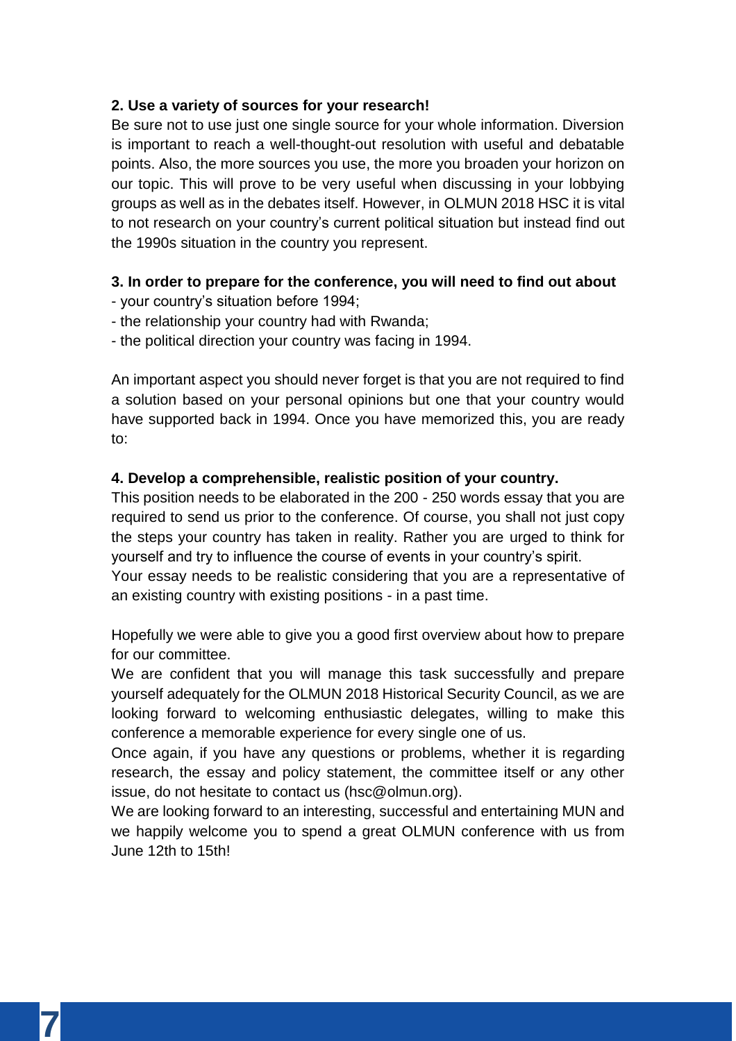**2. Use a variety of sources for your research!**

Be sure not to use just one single source for your whole information. Diversion is important to reach a well-thought-out resolution with useful and debatable points. Also, the more sources you use, the more you broaden your horizon on our topic. This will prove to be very useful when discussing in your lobbying groups as well as in the debates itself. However, in OLMUN 2018 HSC it is vital to not research on your country's current political situation but instead find out the 1990s situation in the country you represent.

**3. In order to prepare for the conference, you will need to find out about**

- your country's situation before 1994;
- the relationship your country had with Rwanda;
- the political direction your country was facing in 1994.

An important aspect you should never forget is that you are not required to find a solution based on your personal opinions but one that your country would have supported back in 1994. Once you have memorized this, you are ready to:

**4. Develop a comprehensible, realistic position of your country.**

This position needs to be elaborated in the 200 - 250 words essay that you are required to send us prior to the conference. Of course, you shall not just copy the steps your country has taken in reality. Rather you are urged to think for yourself and try to influence the course of events in your country's spirit.
Your essay needs to be realistic considering that you are a representative of an existing country with existing positions - in a past time.

Hopefully we were able to give you a good first overview about how to prepare for our committee.
We are confident that you will manage this task successfully and prepare yourself adequately for the OLMUN 2018 Historical Security Council, as we are looking forward to welcoming enthusiastic delegates, willing to make this conference a memorable experience for every single one of us.
Once again, if you have any questions or problems, whether it is regarding research, the essay and policy statement, the committee itself or any other issue, do not hesitate to contact us (hsc@olmun.org).
We are looking forward to an interesting, successful and entertaining MUN and we happily welcome you to spend a great OLMUN conference with us from June 12th to 15th!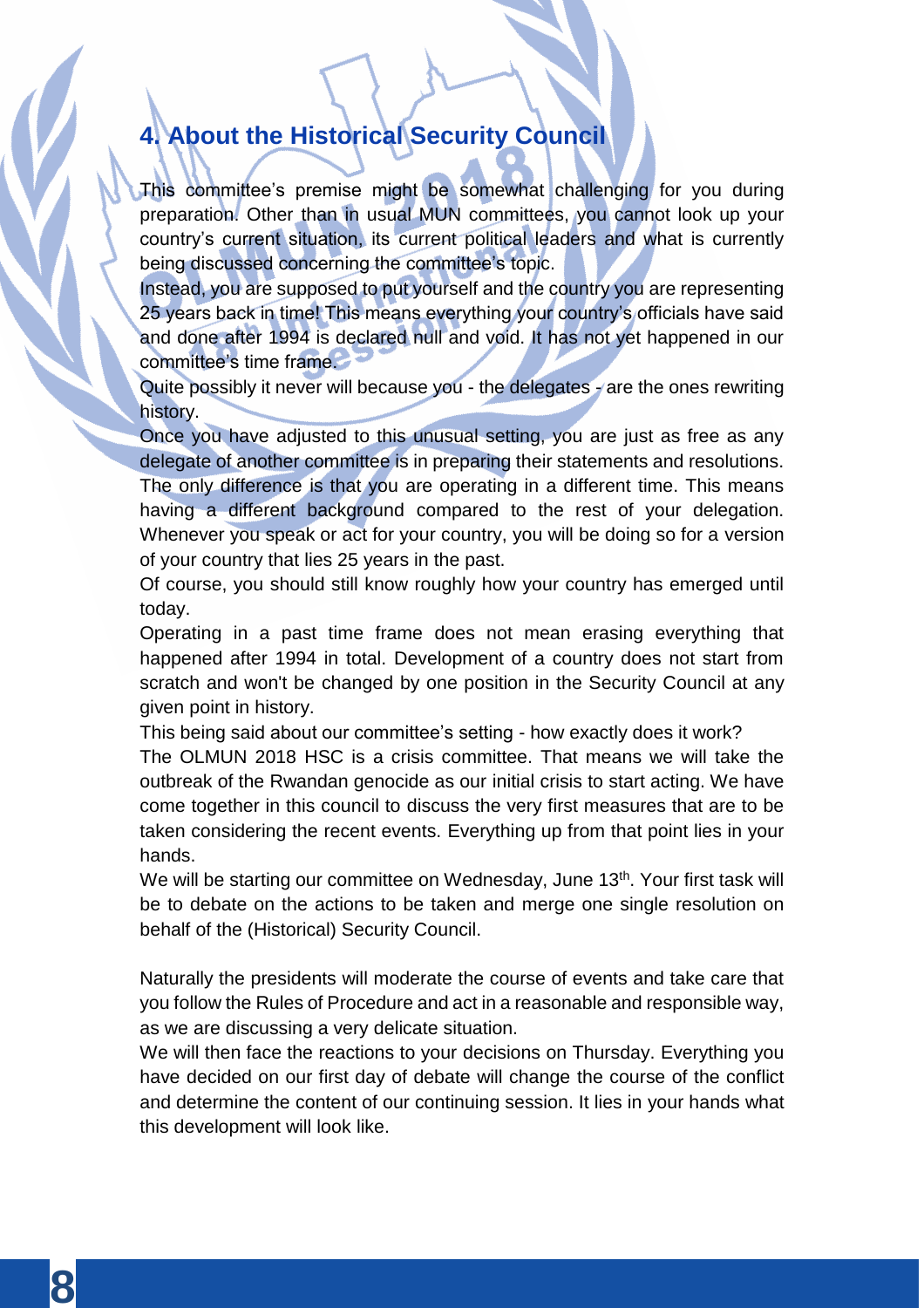## 4. About the Historical Security Council

This committee's premise might be somewhat challenging for you during preparation. Other than in usual MUN committees, you cannot look up your country's current situation, its current political leaders and what is currently being discussed concerning the committee's topic.

Instead, you are supposed to put yourself and the country you are representing 25 years back in time! This means everything your country's officials have said and done after 1994 is declared null and void. It has not yet happened in our committee's time frame.

Quite possibly it never will because you - the delegates - are the ones rewriting history.

Once you have adjusted to this unusual setting, you are just as free as any delegate of another committee is in preparing their statements and resolutions. The only difference is that you are operating in a different time. This means having a different background compared to the rest of your delegation. Whenever you speak or act for your country, you will be doing so for a version of your country that lies 25 years in the past.

Of course, you should still know roughly how your country has emerged until today.

Operating in a past time frame does not mean erasing everything that happened after 1994 in total. Development of a country does not start from scratch and won't be changed by one position in the Security Council at any given point in history.

This being said about our committee's setting - how exactly does it work?

The OLMUN 2018 HSC is a crisis committee. That means we will take the outbreak of the Rwandan genocide as our initial crisis to start acting. We have come together in this council to discuss the very first measures that are to be taken considering the recent events. Everything up from that point lies in your hands.

We will be starting our committee on Wednesday, June 13th. Your first task will be to debate on the actions to be taken and merge one single resolution on behalf of the (Historical) Security Council.

Naturally the presidents will moderate the course of events and take care that you follow the Rules of Procedure and act in a reasonable and responsible way, as we are discussing a very delicate situation.

We will then face the reactions to your decisions on Thursday. Everything you have decided on our first day of debate will change the course of the conflict and determine the content of our continuing session. It lies in your hands what this development will look like.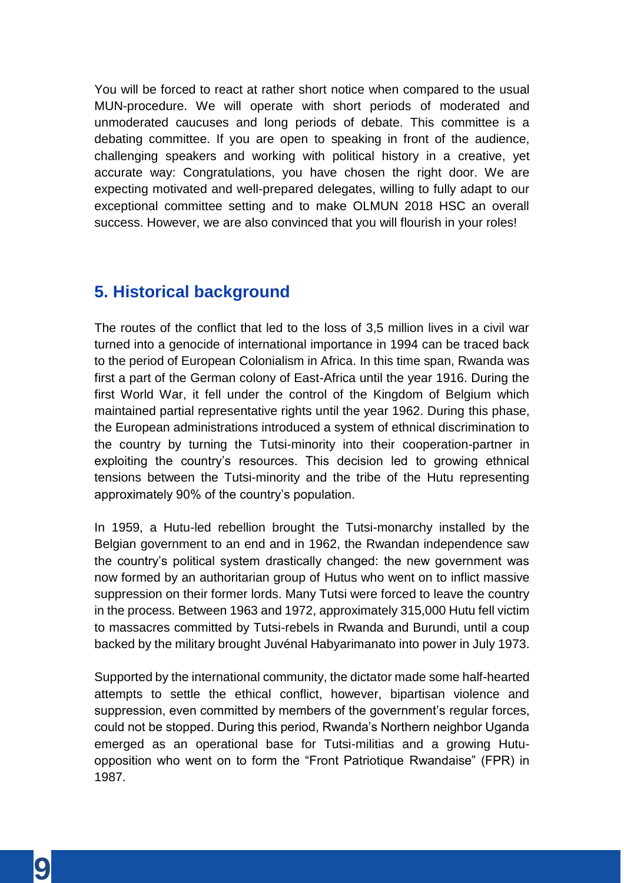You will be forced to react at rather short notice when compared to the usual MUN-procedure. We will operate with short periods of moderated and unmoderated caucuses and long periods of debate. This committee is a debating committee. If you are open to speaking in front of the audience, challenging speakers and working with political history in a creative, yet accurate way: Congratulations, you have chosen the right door. We are expecting motivated and well-prepared delegates, willing to fully adapt to our exceptional committee setting and to make OLMUN 2018 HSC an overall success. However, we are also convinced that you will flourish in your roles!

## 5. Historical background

The routes of the conflict that led to the loss of 3,5 million lives in a civil war turned into a genocide of international importance in 1994 can be traced back to the period of European Colonialism in Africa. In this time span, Rwanda was first a part of the German colony of East-Africa until the year 1916. During the first World War, it fell under the control of the Kingdom of Belgium which maintained partial representative rights until the year 1962. During this phase, the European administrations introduced a system of ethnical discrimination to the country by turning the Tutsi-minority into their cooperation-partner in exploiting the country's resources. This decision led to growing ethnical tensions between the Tutsi-minority and the tribe of the Hutu representing approximately 90% of the country's population.

In 1959, a Hutu-led rebellion brought the Tutsi-monarchy installed by the Belgian government to an end and in 1962, the Rwandan independence saw the country's political system drastically changed: the new government was now formed by an authoritarian group of Hutus who went on to inflict massive suppression on their former lords. Many Tutsi were forced to leave the country in the process. Between 1963 and 1972, approximately 315,000 Hutu fell victim to massacres committed by Tutsi-rebels in Rwanda and Burundi, until a coup backed by the military brought Juvénal Habyarimanato into power in July 1973.

Supported by the international community, the dictator made some half-hearted attempts to settle the ethical conflict, however, bipartisan violence and suppression, even committed by members of the government's regular forces, could not be stopped. During this period, Rwanda's Northern neighbor Uganda emerged as an operational base for Tutsi-militias and a growing Hutu-opposition who went on to form the "Front Patriotique Rwandaise" (FPR) in 1987.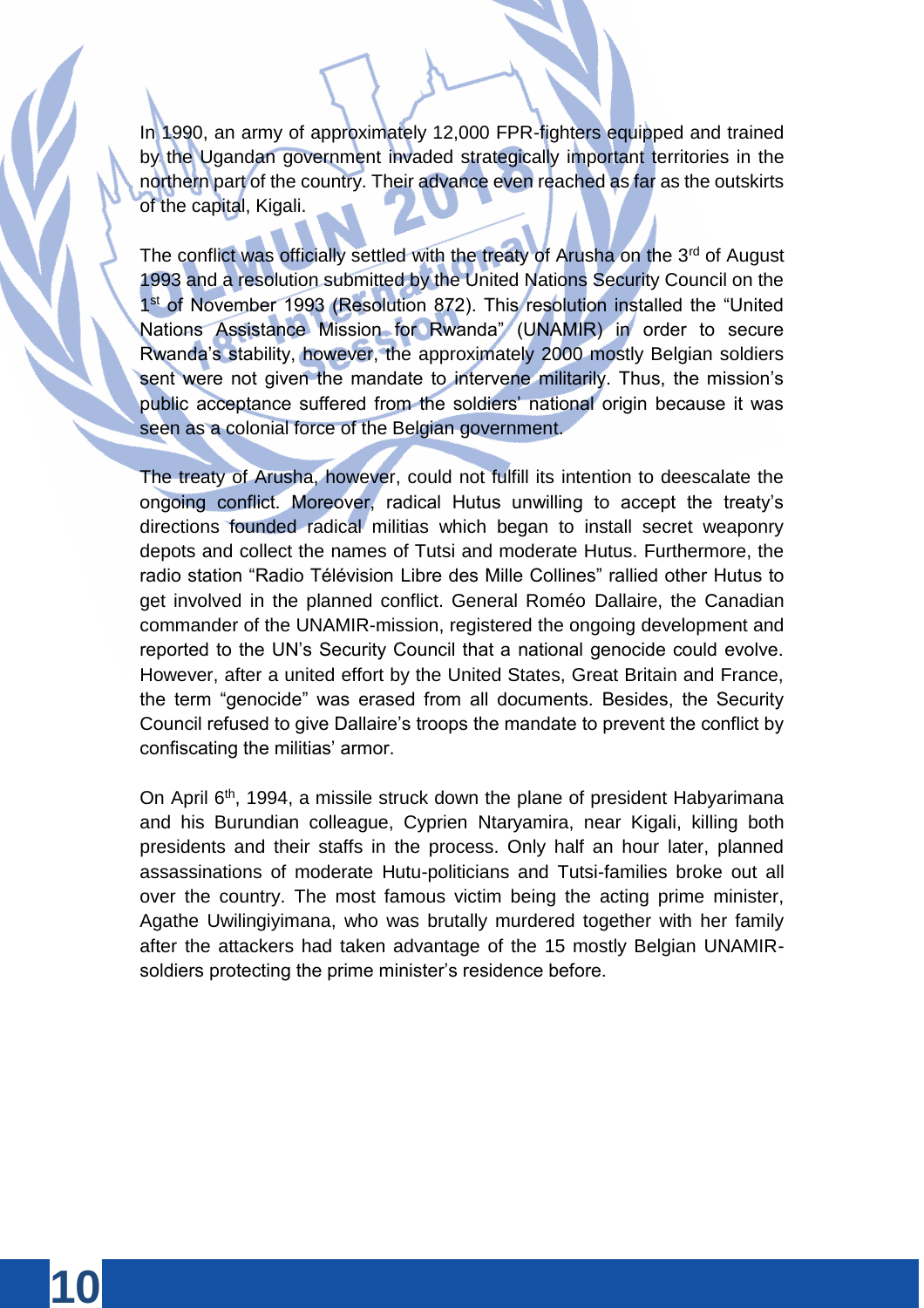In 1990, an army of approximately 12,000 FPR-fighters equipped and trained by the Ugandan government invaded strategically important territories in the northern part of the country. Their advance even reached as far as the outskirts of the capital, Kigali.

The conflict was officially settled with the treaty of Arusha on the 3rd of August 1993 and a resolution submitted by the United Nations Security Council on the 1st of November 1993 (Resolution 872). This resolution installed the "United Nations Assistance Mission for Rwanda" (UNAMIR) in order to secure Rwanda's stability, however, the approximately 2000 mostly Belgian soldiers sent were not given the mandate to intervene militarily. Thus, the mission's public acceptance suffered from the soldiers' national origin because it was seen as a colonial force of the Belgian government.

The treaty of Arusha, however, could not fulfill its intention to deescalate the ongoing conflict. Moreover, radical Hutus unwilling to accept the treaty's directions founded radical militias which began to install secret weaponry depots and collect the names of Tutsi and moderate Hutus. Furthermore, the radio station "Radio Télévision Libre des Mille Collines" rallied other Hutus to get involved in the planned conflict. General Roméo Dallaire, the Canadian commander of the UNAMIR-mission, registered the ongoing development and reported to the UN's Security Council that a national genocide could evolve. However, after a united effort by the United States, Great Britain and France, the term "genocide" was erased from all documents. Besides, the Security Council refused to give Dallaire's troops the mandate to prevent the conflict by confiscating the militias' armor.

On April 6th, 1994, a missile struck down the plane of president Habyarimana and his Burundian colleague, Cyprien Ntaryamira, near Kigali, killing both presidents and their staffs in the process. Only half an hour later, planned assassinations of moderate Hutu-politicians and Tutsi-families broke out all over the country. The most famous victim being the acting prime minister, Agathe Uwilingiyimana, who was brutally murdered together with her family after the attackers had taken advantage of the 15 mostly Belgian UNAMIR-soldiers protecting the prime minister's residence before.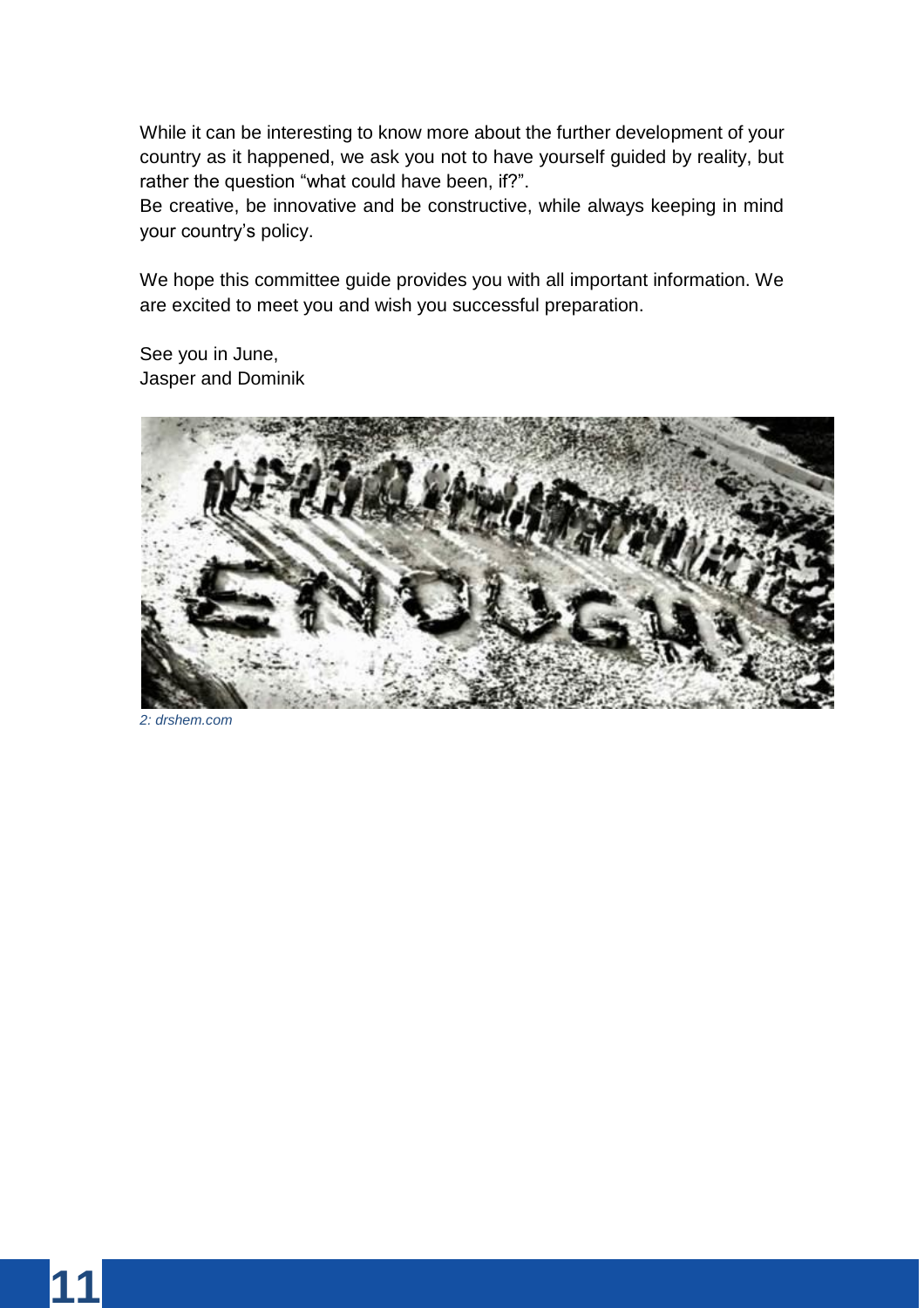While it can be interesting to know more about the further development of your country as it happened, we ask you not to have yourself guided by reality, but rather the question "what could have been, if?".
Be creative, be innovative and be constructive, while always keeping in mind your country's policy.

We hope this committee guide provides you with all important information. We are excited to meet you and wish you successful preparation.

See you in June,
Jasper and Dominik

*2: drshem.com*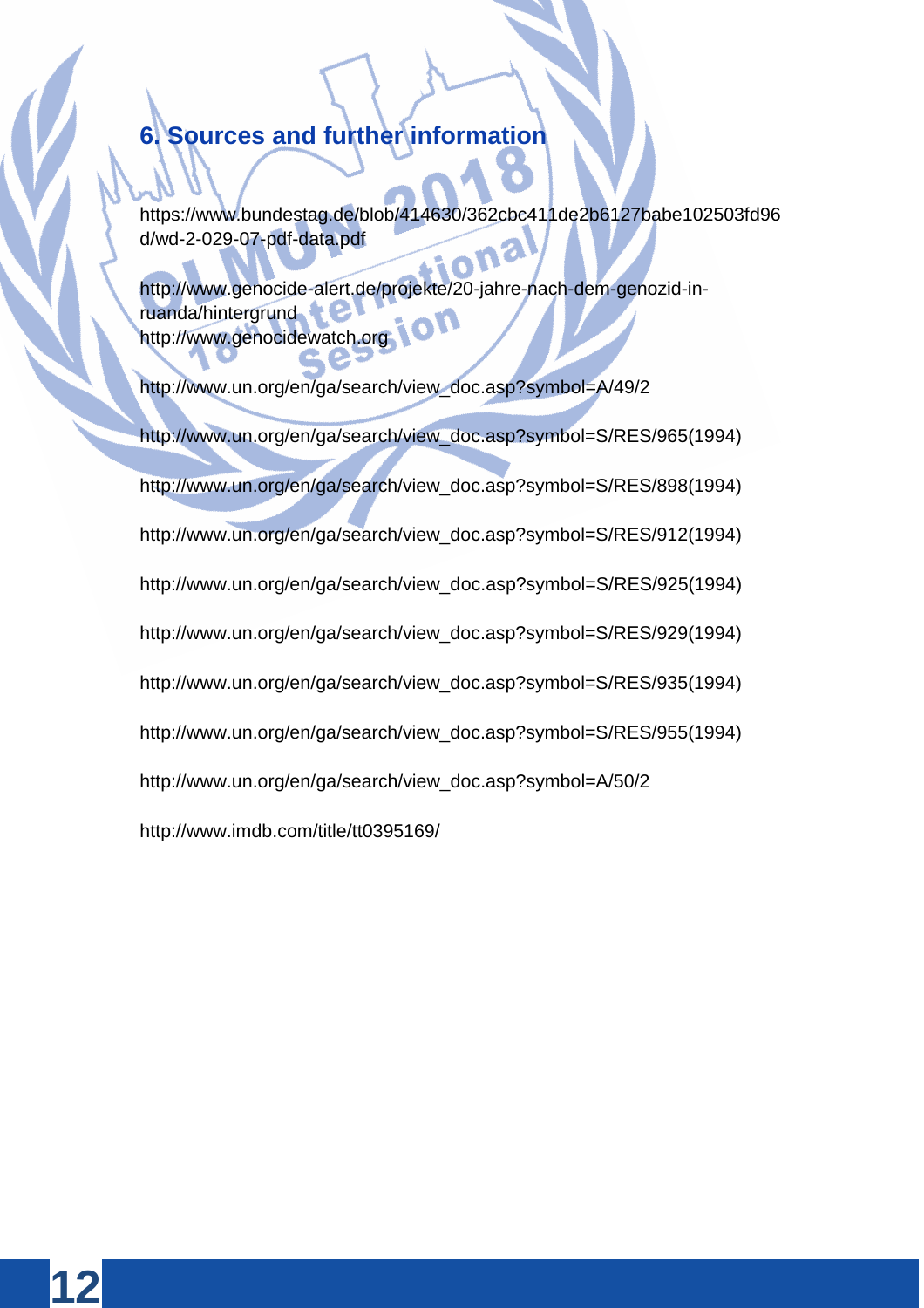## 6. Sources and further information

https://www.bundestag.de/blob/414630/362cbc411de2b6127babe102503fd96d/wd-2-029-07-pdf-data.pdf

http://www.genocide-alert.de/projekte/20-jahre-nach-dem-genozid-in-ruanda/hintergrund
http://www.genocidewatch.org

http://www.un.org/en/ga/search/view_doc.asp?symbol=A/49/2

http://www.un.org/en/ga/search/view_doc.asp?symbol=S/RES/965(1994)

http://www.un.org/en/ga/search/view_doc.asp?symbol=S/RES/898(1994)

http://www.un.org/en/ga/search/view_doc.asp?symbol=S/RES/912(1994)

http://www.un.org/en/ga/search/view_doc.asp?symbol=S/RES/925(1994)

http://www.un.org/en/ga/search/view_doc.asp?symbol=S/RES/929(1994)

http://www.un.org/en/ga/search/view_doc.asp?symbol=S/RES/935(1994)

http://www.un.org/en/ga/search/view_doc.asp?symbol=S/RES/955(1994)

http://www.un.org/en/ga/search/view_doc.asp?symbol=A/50/2

http://www.imdb.com/title/tt0395169/